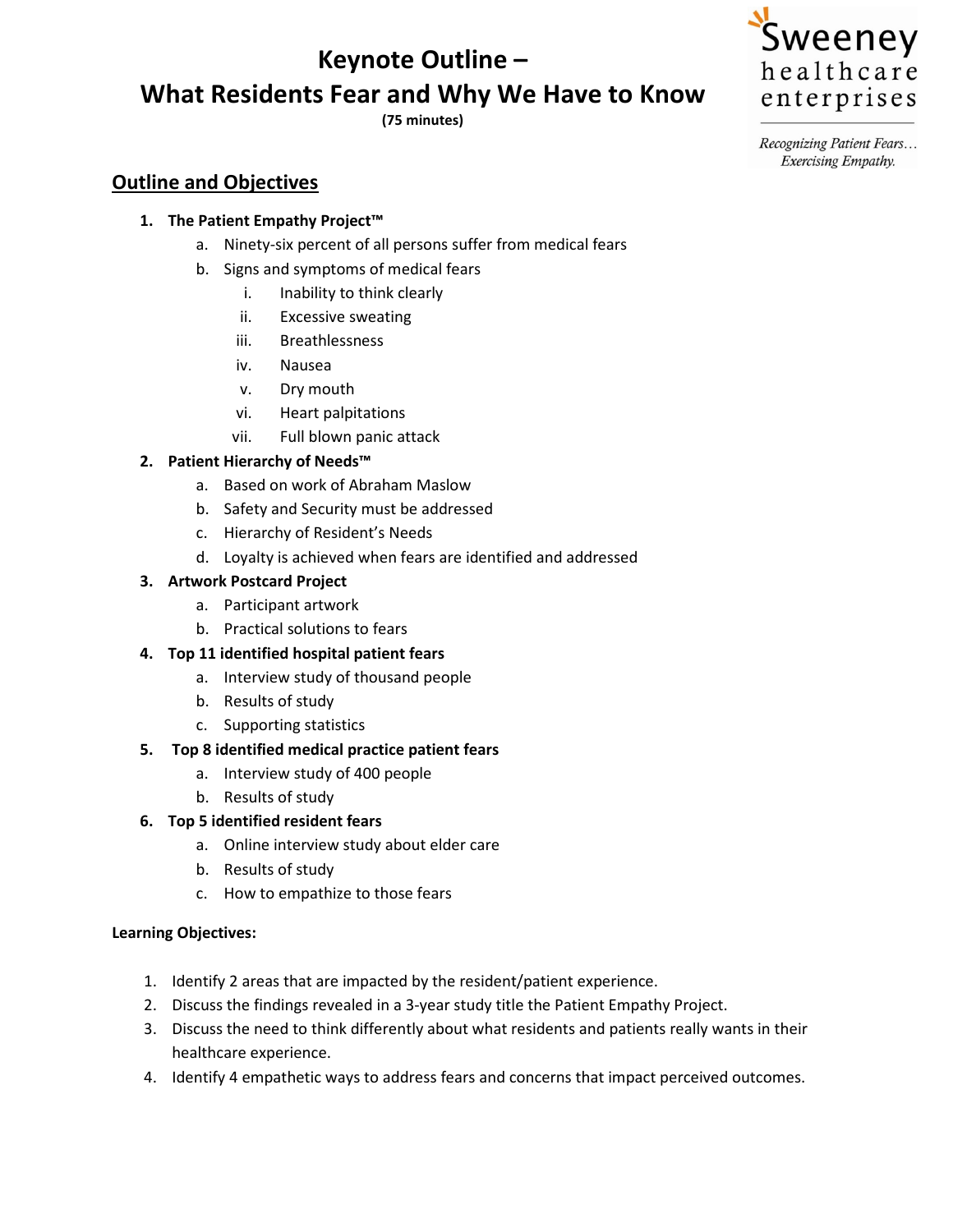# Keynote Outline – What Residents Fear and Why We Have to Know

**(75 minutes)**

Sweeney healthcare enterprises

*Recognizing Patient Fears… Exercising Empathy.*

## Outline and Objectives

1. **The Patient Empathy Project™**
   a. Ninety-six percent of all persons suffer from medical fears
   b. Signs and symptoms of medical fears
      i. Inability to think clearly
      ii. Excessive sweating
      iii. Breathlessness
      iv. Nausea
      v. Dry mouth
      vi. Heart palpitations
      vii. Full blown panic attack
2. **Patient Hierarchy of Needs™**
   a. Based on work of Abraham Maslow
   b. Safety and Security must be addressed
   c. Hierarchy of Resident's Needs
   d. Loyalty is achieved when fears are identified and addressed
3. **Artwork Postcard Project**
   a. Participant artwork
   b. Practical solutions to fears
4. **Top 11 identified hospital patient fears**
   a. Interview study of thousand people
   b. Results of study
   c. Supporting statistics
5. **Top 8 identified medical practice patient fears**
   a. Interview study of 400 people
   b. Results of study
6. **Top 5 identified resident fears**
   a. Online interview study about elder care
   b. Results of study
   c. How to empathize to those fears

**Learning Objectives:**

1. Identify 2 areas that are impacted by the resident/patient experience.
2. Discuss the findings revealed in a 3-year study title the Patient Empathy Project.
3. Discuss the need to think differently about what residents and patients really wants in their healthcare experience.
4. Identify 4 empathetic ways to address fears and concerns that impact perceived outcomes.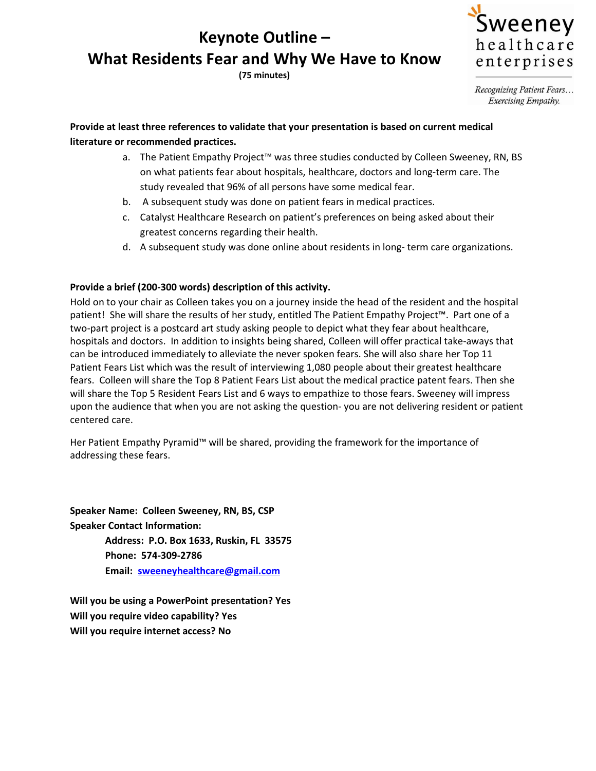# Keynote Outline – What Residents Fear and Why We Have to Know

**(75 minutes)**

Sweeney healthcare enterprises

*Recognizing Patient Fears… Exercising Empathy.*

**Provide at least three references to validate that your presentation is based on current medical literature or recommended practices.**

a. The Patient Empathy Project™ was three studies conducted by Colleen Sweeney, RN, BS on what patients fear about hospitals, healthcare, doctors and long-term care. The study revealed that 96% of all persons have some medical fear.
b. A subsequent study was done on patient fears in medical practices.
c. Catalyst Healthcare Research on patient's preferences on being asked about their greatest concerns regarding their health.
d. A subsequent study was done online about residents in long- term care organizations.

**Provide a brief (200-300 words) description of this activity.**

Hold on to your chair as Colleen takes you on a journey inside the head of the resident and the hospital patient! She will share the results of her study, entitled The Patient Empathy Project™. Part one of a two-part project is a postcard art study asking people to depict what they fear about healthcare, hospitals and doctors. In addition to insights being shared, Colleen will offer practical take-aways that can be introduced immediately to alleviate the never spoken fears. She will also share her Top 11 Patient Fears List which was the result of interviewing 1,080 people about their greatest healthcare fears. Colleen will share the Top 8 Patient Fears List about the medical practice patent fears. Then she will share the Top 5 Resident Fears List and 6 ways to empathize to those fears. Sweeney will impress upon the audience that when you are not asking the question- you are not delivering resident or patient centered care.

Her Patient Empathy Pyramid™ will be shared, providing the framework for the importance of addressing these fears.

**Speaker Name: Colleen Sweeney, RN, BS, CSP**
**Speaker Contact Information:**

**Address: P.O. Box 1633, Ruskin, FL 33575**
**Phone: 574-309-2786**
**Email: sweeneyhealthcare@gmail.com**

**Will you be using a PowerPoint presentation? Yes**
**Will you require video capability? Yes**
**Will you require internet access? No**